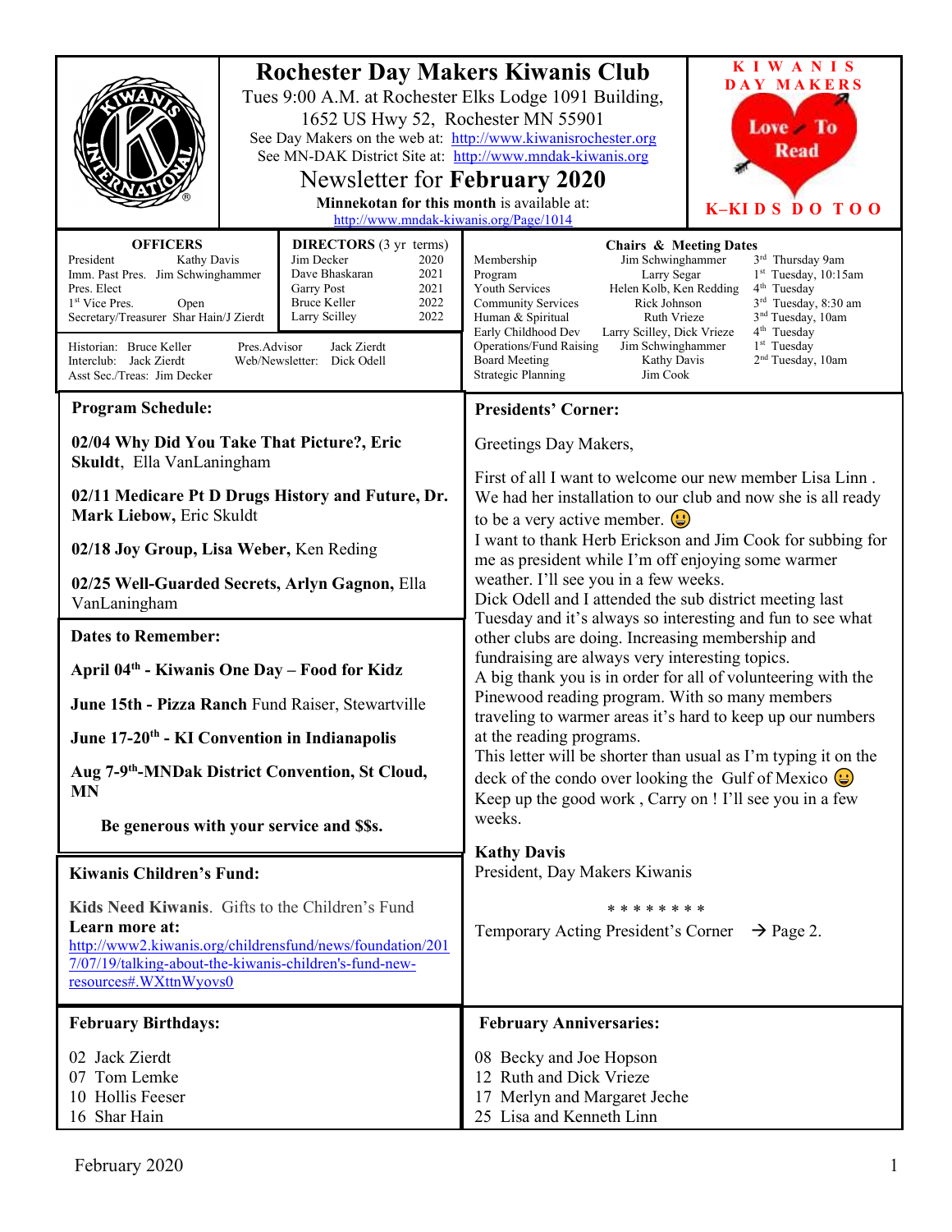# Rochester Day Makers Kiwanis Club

Tues 9:00 A.M. at Rochester Elks Lodge 1091 Building, 1652 US Hwy 52, Rochester MN 55901

See Day Makers on the web at: http://www.kiwanisrochester.org

See MN-DAK District Site at: http://www.mndak-kiwanis.org

## Newsletter for **February 2020**

**Minnekotan for this month** is available at: http://www.mndak-kiwanis.org/Page/1014

KIWANIS DAY MAKERS — Love To Read — K–KIDS DO TOO

| **OFFICERS** | |
|---|---|
| President | Kathy Davis |
| Imm. Past Pres. | Jim Schwinghammer |
| Pres. Elect | |
| 1st Vice Pres. | Open |
| Secretary/Treasurer | Shar Hain/J Zierdt |

| **DIRECTORS** (3 yr terms) | |
|---|---|
| Jim Decker | 2020 |
| Dave Bhaskaran | 2021 |
| Garry Post | 2021 |
| Bruce Keller | 2022 |
| Larry Scilley | 2022 |

Historian: Bruce Keller
Interclub: Jack Zierdt
Asst Sec./Treas: Jim Decker
Pres.Advisor: Jack Zierdt
Web/Newsletter: Dick Odell

| **Chairs & Meeting Dates** | | |
|---|---|---|
| Membership | Jim Schwinghammer | 3rd Thursday 9am |
| Program | Larry Segar | 1st Tuesday, 10:15am |
| Youth Services | Helen Kolb, Ken Redding | 4th Tuesday |
| Community Services | Rick Johnson | 3rd Tuesday, 8:30 am |
| Human & Spiritual | Ruth Vrieze | 3nd Tuesday, 10am |
| Early Childhood Dev | Larry Scilley, Dick Vrieze | 4th Tuesday |
| Operations/Fund Raising | Jim Schwinghammer | 1st Tuesday |
| Board Meeting | Kathy Davis | 2nd Tuesday, 10am |
| Strategic Planning | Jim Cook | |

## Program Schedule:

**02/04 Why Did You Take That Picture?, Eric Skuldt**, Ella VanLaningham

**02/11 Medicare Pt D Drugs History and Future, Dr. Mark Liebow,** Eric Skuldt

**02/18 Joy Group, Lisa Weber,** Ken Reding

**02/25 Well-Guarded Secrets, Arlyn Gagnon,** Ella VanLaningham

## Dates to Remember:

**April 04th - Kiwanis One Day – Food for Kidz**

**June 15th - Pizza Ranch** Fund Raiser, Stewartville

**June 17-20th - KI Convention in Indianapolis**

**Aug 7-9th-MNDak District Convention, St Cloud, MN**

**Be generous with your service and $$s.**

## Kiwanis Children's Fund:

**Kids Need Kiwanis**. Gifts to the Children's Fund
**Learn more at:**
http://www2.kiwanis.org/childrensfund/news/foundation/2017/07/19/talking-about-the-kiwanis-children's-fund-new-resources#.WXttnWyovs0

## Presidents' Corner:

Greetings Day Makers,

First of all I want to welcome our new member Lisa Linn . We had her installation to our club and now she is all ready to be a very active member. 😃
I want to thank Herb Erickson and Jim Cook for subbing for me as president while I'm off enjoying some warmer weather. I'll see you in a few weeks.
Dick Odell and I attended the sub district meeting last Tuesday and it's always so interesting and fun to see what other clubs are doing. Increasing membership and fundraising are always very interesting topics.
A big thank you is in order for all of volunteering with the Pinewood reading program. With so many members traveling to warmer areas it's hard to keep up our numbers at the reading programs.
This letter will be shorter than usual as I'm typing it on the deck of the condo over looking the Gulf of Mexico 😃
Keep up the good work , Carry on ! I'll see you in a few weeks.

**Kathy Davis**
President, Day Makers Kiwanis

* * * * * * * *

Temporary Acting President's Corner → Page 2.

## February Birthdays:

02 Jack Zierdt
07 Tom Lemke
10 Hollis Feeser
16 Shar Hain

## February Anniversaries:

08 Becky and Joe Hopson
12 Ruth and Dick Vrieze
17 Merlyn and Margaret Jeche
25 Lisa and Kenneth Linn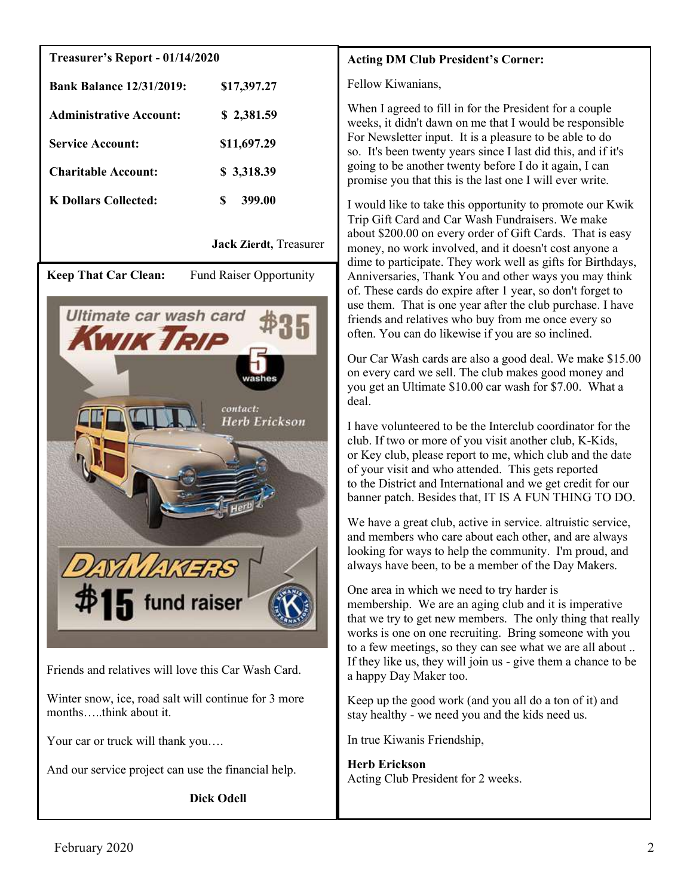## Treasurer's Report - 01/14/2020

| | |
|---|---|
| **Bank Balance 12/31/2019:** | **$17,397.27** |
| **Administrative Account:** | **$ 2,381.59** |
| **Service Account:** | **$11,697.29** |
| **Charitable Account:** | **$ 3,318.39** |
| **K Dollars Collected:** | **$ 399.00** |

**Jack Zierdt,** Treasurer

## Keep That Car Clean: Fund Raiser Opportunity

Friends and relatives will love this Car Wash Card.

Winter snow, ice, road salt will continue for 3 more months…..think about it.

Your car or truck will thank you….

And our service project can use the financial help.

**Dick Odell**

## Acting DM Club President's Corner:

Fellow Kiwanians,

When I agreed to fill in for the President for a couple weeks, it didn't dawn on me that I would be responsible For Newsletter input. It is a pleasure to be able to do so. It's been twenty years since I last did this, and if it's going to be another twenty before I do it again, I can promise you that this is the last one I will ever write.

I would like to take this opportunity to promote our Kwik Trip Gift Card and Car Wash Fundraisers. We make about $200.00 on every order of Gift Cards. That is easy money, no work involved, and it doesn't cost anyone a dime to participate. They work well as gifts for Birthdays, Anniversaries, Thank You and other ways you may think of. These cards do expire after 1 year, so don't forget to use them. That is one year after the club purchase. I have friends and relatives who buy from me once every so often. You can do likewise if you are so inclined.

Our Car Wash cards are also a good deal. We make $15.00 on every card we sell. The club makes good money and you get an Ultimate $10.00 car wash for $7.00. What a deal.

I have volunteered to be the Interclub coordinator for the club. If two or more of you visit another club, K-Kids, or Key club, please report to me, which club and the date of your visit and who attended. This gets reported to the District and International and we get credit for our banner patch. Besides that, IT IS A FUN THING TO DO.

We have a great club, active in service. altruistic service, and members who care about each other, and are always looking for ways to help the community. I'm proud, and always have been, to be a member of the Day Makers.

One area in which we need to try harder is membership. We are an aging club and it is imperative that we try to get new members. The only thing that really works is one on one recruiting. Bring someone with you to a few meetings, so they can see what we are all about .. If they like us, they will join us - give them a chance to be a happy Day Maker too.

Keep up the good work (and you all do a ton of it) and stay healthy - we need you and the kids need us.

In true Kiwanis Friendship,

**Herb Erickson**
Acting Club President for 2 weeks.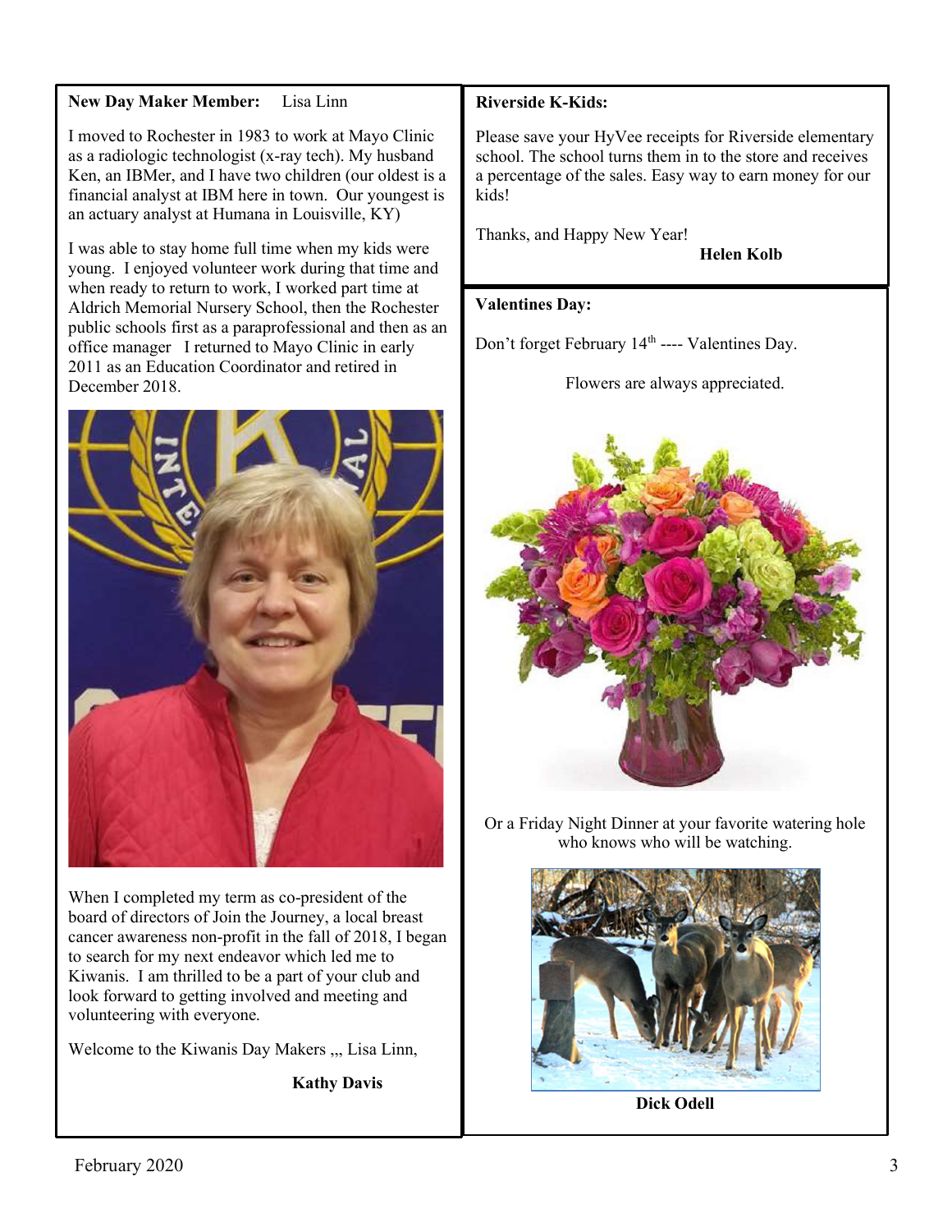**New Day Maker Member:** Lisa Linn

I moved to Rochester in 1983 to work at Mayo Clinic as a radiologic technologist (x-ray tech). My husband Ken, an IBMer, and I have two children (our oldest is a financial analyst at IBM here in town. Our youngest is an actuary analyst at Humana in Louisville, KY)

I was able to stay home full time when my kids were young. I enjoyed volunteer work during that time and when ready to return to work, I worked part time at Aldrich Memorial Nursery School, then the Rochester public schools first as a paraprofessional and then as an office manager I returned to Mayo Clinic in early 2011 as an Education Coordinator and retired in December 2018.

When I completed my term as co-president of the board of directors of Join the Journey, a local breast cancer awareness non-profit in the fall of 2018, I began to search for my next endeavor which led me to Kiwanis. I am thrilled to be a part of your club and look forward to getting involved and meeting and volunteering with everyone.

Welcome to the Kiwanis Day Makers ,,, Lisa Linn,

**Kathy Davis**

**Riverside K-Kids:**

Please save your HyVee receipts for Riverside elementary school. The school turns them in to the store and receives a percentage of the sales. Easy way to earn money for our kids!

Thanks, and Happy New Year!

**Helen Kolb**

**Valentines Day:**

Don't forget February 14th ---- Valentines Day.

Flowers are always appreciated.

Or a Friday Night Dinner at your favorite watering hole who knows who will be watching.

**Dick Odell**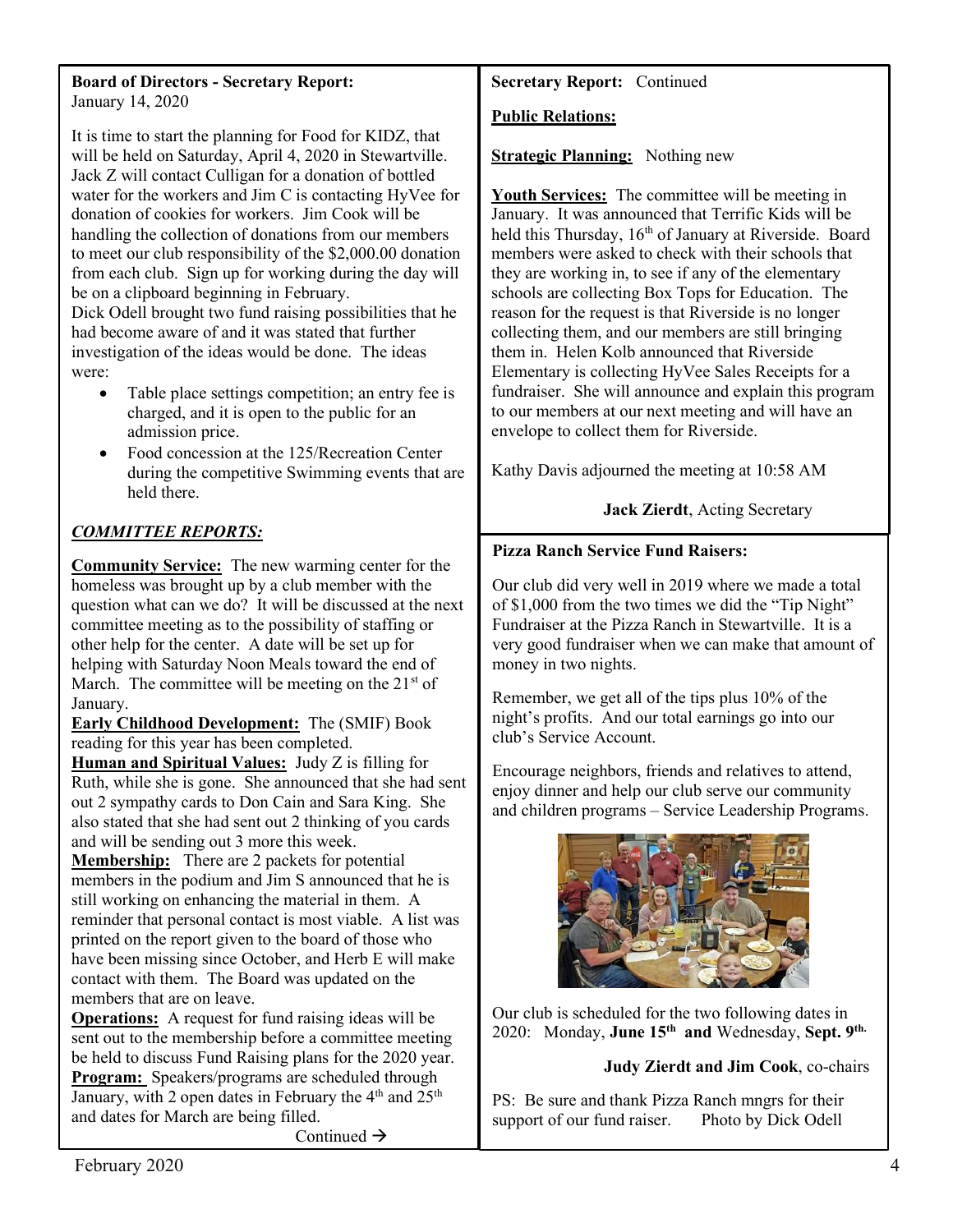**Board of Directors - Secretary Report:**
January 14, 2020

It is time to start the planning for Food for KIDZ, that will be held on Saturday, April 4, 2020 in Stewartville. Jack Z will contact Culligan for a donation of bottled water for the workers and Jim C is contacting HyVee for donation of cookies for workers. Jim Cook will be handling the collection of donations from our members to meet our club responsibility of the $2,000.00 donation from each club. Sign up for working during the day will be on a clipboard beginning in February.
Dick Odell brought two fund raising possibilities that he had become aware of and it was stated that further investigation of the ideas would be done. The ideas were:

- Table place settings competition; an entry fee is charged, and it is open to the public for an admission price.
- Food concession at the 125/Recreation Center during the competitive Swimming events that are held there.

***COMMITTEE REPORTS:***

**Community Service:** The new warming center for the homeless was brought up by a club member with the question what can we do? It will be discussed at the next committee meeting as to the possibility of staffing or other help for the center. A date will be set up for helping with Saturday Noon Meals toward the end of March. The committee will be meeting on the 21st of January.
**Early Childhood Development:** The (SMIF) Book reading for this year has been completed.
**Human and Spiritual Values:** Judy Z is filling for Ruth, while she is gone. She announced that she had sent out 2 sympathy cards to Don Cain and Sara King. She also stated that she had sent out 2 thinking of you cards and will be sending out 3 more this week.
**Membership:** There are 2 packets for potential members in the podium and Jim S announced that he is still working on enhancing the material in them. A reminder that personal contact is most viable. A list was printed on the report given to the board of those who have been missing since October, and Herb E will make contact with them. The Board was updated on the members that are on leave.
**Operations:** A request for fund raising ideas will be sent out to the membership before a committee meeting be held to discuss Fund Raising plans for the 2020 year.
**Program:** Speakers/programs are scheduled through January, with 2 open dates in February the 4th and 25th and dates for March are being filled.

Continued →

**Secretary Report:** Continued

**Public Relations:**

**Strategic Planning:** Nothing new

**Youth Services:** The committee will be meeting in January. It was announced that Terrific Kids will be held this Thursday, 16th of January at Riverside. Board members were asked to check with their schools that they are working in, to see if any of the elementary schools are collecting Box Tops for Education. The reason for the request is that Riverside is no longer collecting them, and our members are still bringing them in. Helen Kolb announced that Riverside Elementary is collecting HyVee Sales Receipts for a fundraiser. She will announce and explain this program to our members at our next meeting and will have an envelope to collect them for Riverside.

Kathy Davis adjourned the meeting at 10:58 AM

**Jack Zierdt**, Acting Secretary

**Pizza Ranch Service Fund Raisers:**

Our club did very well in 2019 where we made a total of $1,000 from the two times we did the "Tip Night" Fundraiser at the Pizza Ranch in Stewartville. It is a very good fundraiser when we can make that amount of money in two nights.

Remember, we get all of the tips plus 10% of the night's profits. And our total earnings go into our club's Service Account.

Encourage neighbors, friends and relatives to attend, enjoy dinner and help our club serve our community and children programs – Service Leadership Programs.

Our club is scheduled for the two following dates in 2020: Monday, **June 15th and** Wednesday, **Sept. 9th.**

**Judy Zierdt and Jim Cook**, co-chairs

PS: Be sure and thank Pizza Ranch mngrs for their support of our fund raiser. Photo by Dick Odell